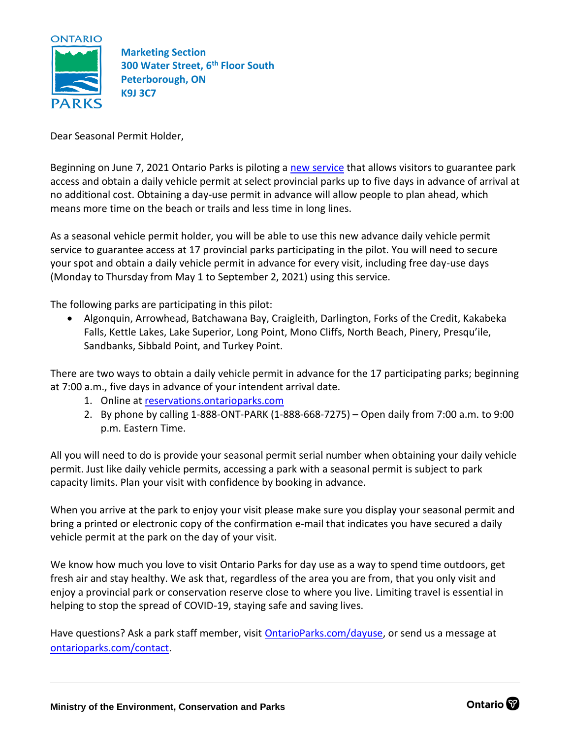ONTARIO PARKS

**Marketing Section**
**300 Water Street, 6th Floor South**
**Peterborough, ON**
**K9J 3C7**

Dear Seasonal Permit Holder,

Beginning on June 7, 2021 Ontario Parks is piloting a new service that allows visitors to guarantee park access and obtain a daily vehicle permit at select provincial parks up to five days in advance of arrival at no additional cost. Obtaining a day-use permit in advance will allow people to plan ahead, which means more time on the beach or trails and less time in long lines.

As a seasonal vehicle permit holder, you will be able to use this new advance daily vehicle permit service to guarantee access at 17 provincial parks participating in the pilot. You will need to secure your spot and obtain a daily vehicle permit in advance for every visit, including free day-use days (Monday to Thursday from May 1 to September 2, 2021) using this service.

The following parks are participating in this pilot:

- Algonquin, Arrowhead, Batchawana Bay, Craigleith, Darlington, Forks of the Credit, Kakabeka Falls, Kettle Lakes, Lake Superior, Long Point, Mono Cliffs, North Beach, Pinery, Presqu'ile, Sandbanks, Sibbald Point, and Turkey Point.

There are two ways to obtain a daily vehicle permit in advance for the 17 participating parks; beginning at 7:00 a.m., five days in advance of your intendent arrival date.

1. Online at reservations.ontarioparks.com
2. By phone by calling 1-888-ONT-PARK (1-888-668-7275) – Open daily from 7:00 a.m. to 9:00 p.m. Eastern Time.

All you will need to do is provide your seasonal permit serial number when obtaining your daily vehicle permit. Just like daily vehicle permits, accessing a park with a seasonal permit is subject to park capacity limits. Plan your visit with confidence by booking in advance.

When you arrive at the park to enjoy your visit please make sure you display your seasonal permit and bring a printed or electronic copy of the confirmation e-mail that indicates you have secured a daily vehicle permit at the park on the day of your visit.

We know how much you love to visit Ontario Parks for day use as a way to spend time outdoors, get fresh air and stay healthy. We ask that, regardless of the area you are from, that you only visit and enjoy a provincial park or conservation reserve close to where you live. Limiting travel is essential in helping to stop the spread of COVID-19, staying safe and saving lives.

Have questions? Ask a park staff member, visit OntarioParks.com/dayuse, or send us a message at ontarioparks.com/contact.

**Ministry of the Environment, Conservation and Parks**

**Ontario**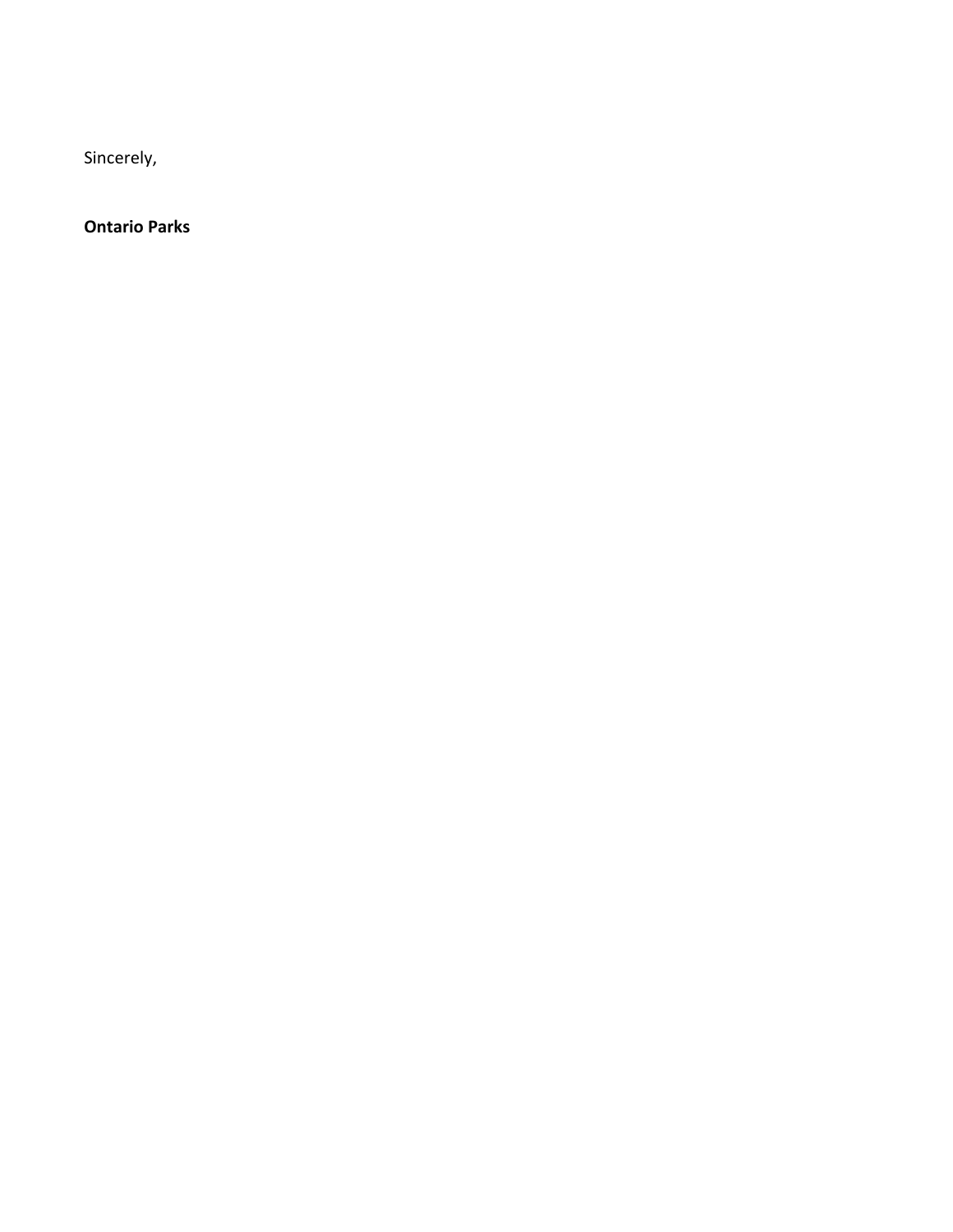Sincerely,

**Ontario Parks**